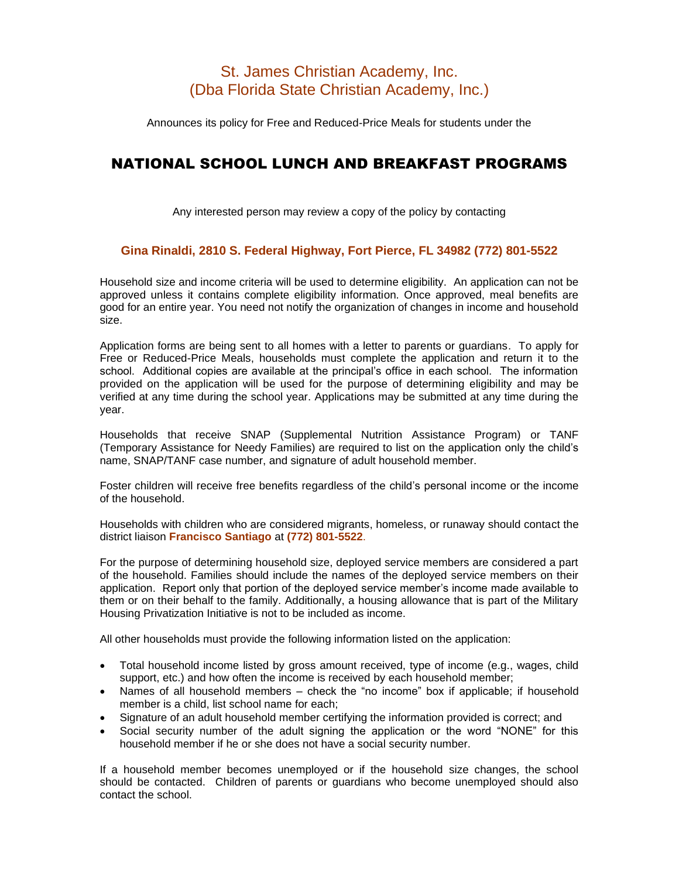St. James Christian Academy, Inc.
(Dba Florida State Christian Academy, Inc.)

Announces its policy for Free and Reduced-Price Meals for students under the

# NATIONAL SCHOOL LUNCH AND BREAKFAST PROGRAMS

Any interested person may review a copy of the policy by contacting

**Gina Rinaldi, 2810 S. Federal Highway, Fort Pierce, FL 34982 (772) 801-5522**

Household size and income criteria will be used to determine eligibility. An application can not be approved unless it contains complete eligibility information. Once approved, meal benefits are good for an entire year. You need not notify the organization of changes in income and household size.

Application forms are being sent to all homes with a letter to parents or guardians. To apply for Free or Reduced-Price Meals, households must complete the application and return it to the school. Additional copies are available at the principal's office in each school. The information provided on the application will be used for the purpose of determining eligibility and may be verified at any time during the school year. Applications may be submitted at any time during the year.

Households that receive SNAP (Supplemental Nutrition Assistance Program) or TANF (Temporary Assistance for Needy Families) are required to list on the application only the child's name, SNAP/TANF case number, and signature of adult household member.

Foster children will receive free benefits regardless of the child's personal income or the income of the household.

Households with children who are considered migrants, homeless, or runaway should contact the district liaison **Francisco Santiago** at **(772) 801-5522**.

For the purpose of determining household size, deployed service members are considered a part of the household. Families should include the names of the deployed service members on their application. Report only that portion of the deployed service member's income made available to them or on their behalf to the family. Additionally, a housing allowance that is part of the Military Housing Privatization Initiative is not to be included as income.

All other households must provide the following information listed on the application:

- Total household income listed by gross amount received, type of income (e.g., wages, child support, etc.) and how often the income is received by each household member;
- Names of all household members – check the "no income" box if applicable; if household member is a child, list school name for each;
- Signature of an adult household member certifying the information provided is correct; and
- Social security number of the adult signing the application or the word "NONE" for this household member if he or she does not have a social security number.

If a household member becomes unemployed or if the household size changes, the school should be contacted. Children of parents or guardians who become unemployed should also contact the school.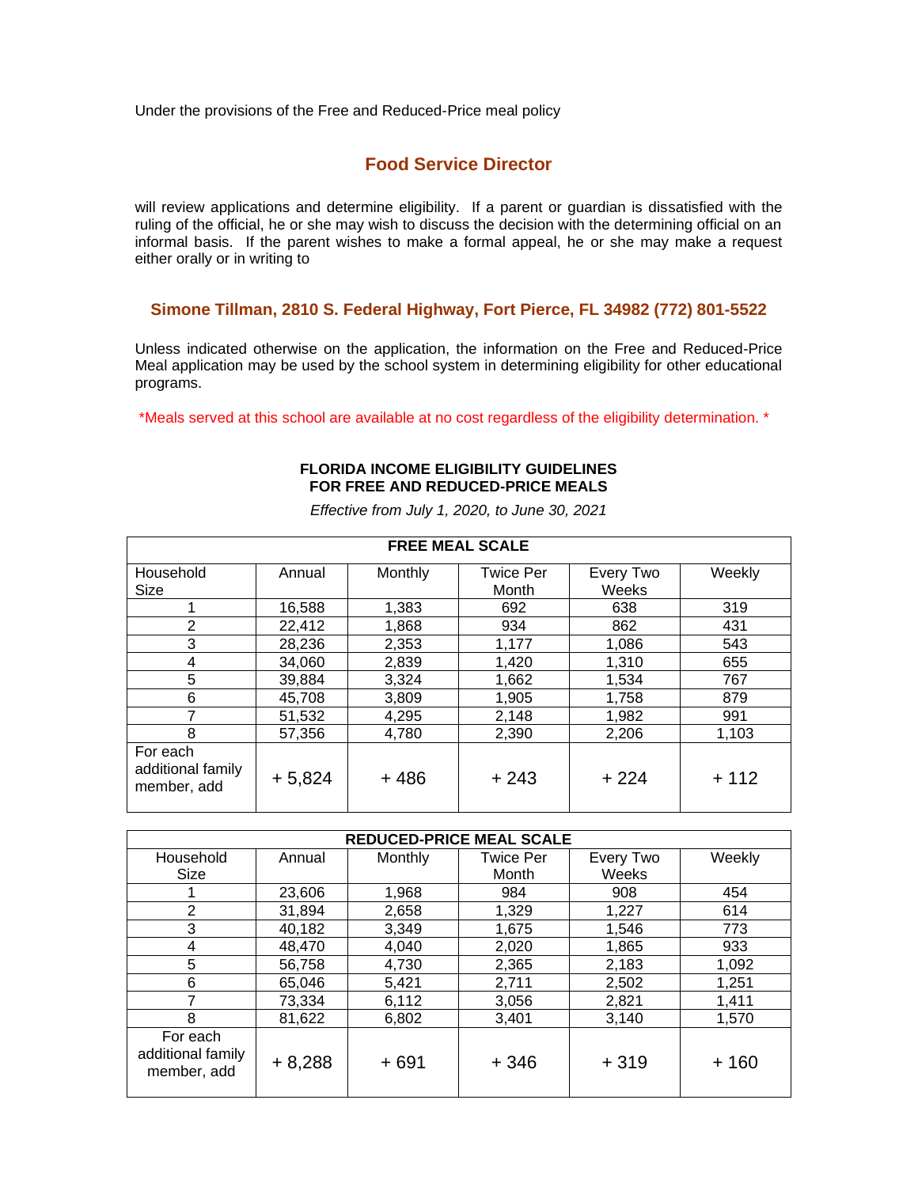Under the provisions of the Free and Reduced-Price meal policy

## Food Service Director

will review applications and determine eligibility. If a parent or guardian is dissatisfied with the ruling of the official, he or she may wish to discuss the decision with the determining official on an informal basis. If the parent wishes to make a formal appeal, he or she may make a request either orally or in writing to

**Simone Tillman, 2810 S. Federal Highway, Fort Pierce, FL 34982 (772) 801-5522**

Unless indicated otherwise on the application, the information on the Free and Reduced-Price Meal application may be used by the school system in determining eligibility for other educational programs.

*Meals served at this school are available at no cost regardless of the eligibility determination. *

### FLORIDA INCOME ELIGIBILITY GUIDELINES FOR FREE AND REDUCED-PRICE MEALS

*Effective from July 1, 2020, to June 30, 2021*

| FREE MEAL SCALE | | | | | |
|---|---|---|---|---|---|
| Household Size | Annual | Monthly | Twice Per Month | Every Two Weeks | Weekly |
| 1 | 16,588 | 1,383 | 692 | 638 | 319 |
| 2 | 22,412 | 1,868 | 934 | 862 | 431 |
| 3 | 28,236 | 2,353 | 1,177 | 1,086 | 543 |
| 4 | 34,060 | 2,839 | 1,420 | 1,310 | 655 |
| 5 | 39,884 | 3,324 | 1,662 | 1,534 | 767 |
| 6 | 45,708 | 3,809 | 1,905 | 1,758 | 879 |
| 7 | 51,532 | 4,295 | 2,148 | 1,982 | 991 |
| 8 | 57,356 | 4,780 | 2,390 | 2,206 | 1,103 |
| For each additional family member, add | + 5,824 | + 486 | + 243 | + 224 | + 112 |

| REDUCED-PRICE MEAL SCALE | | | | | |
|---|---|---|---|---|---|
| Household Size | Annual | Monthly | Twice Per Month | Every Two Weeks | Weekly |
| 1 | 23,606 | 1,968 | 984 | 908 | 454 |
| 2 | 31,894 | 2,658 | 1,329 | 1,227 | 614 |
| 3 | 40,182 | 3,349 | 1,675 | 1,546 | 773 |
| 4 | 48,470 | 4,040 | 2,020 | 1,865 | 933 |
| 5 | 56,758 | 4,730 | 2,365 | 2,183 | 1,092 |
| 6 | 65,046 | 5,421 | 2,711 | 2,502 | 1,251 |
| 7 | 73,334 | 6,112 | 3,056 | 2,821 | 1,411 |
| 8 | 81,622 | 6,802 | 3,401 | 3,140 | 1,570 |
| For each additional family member, add | + 8,288 | + 691 | + 346 | + 319 | + 160 |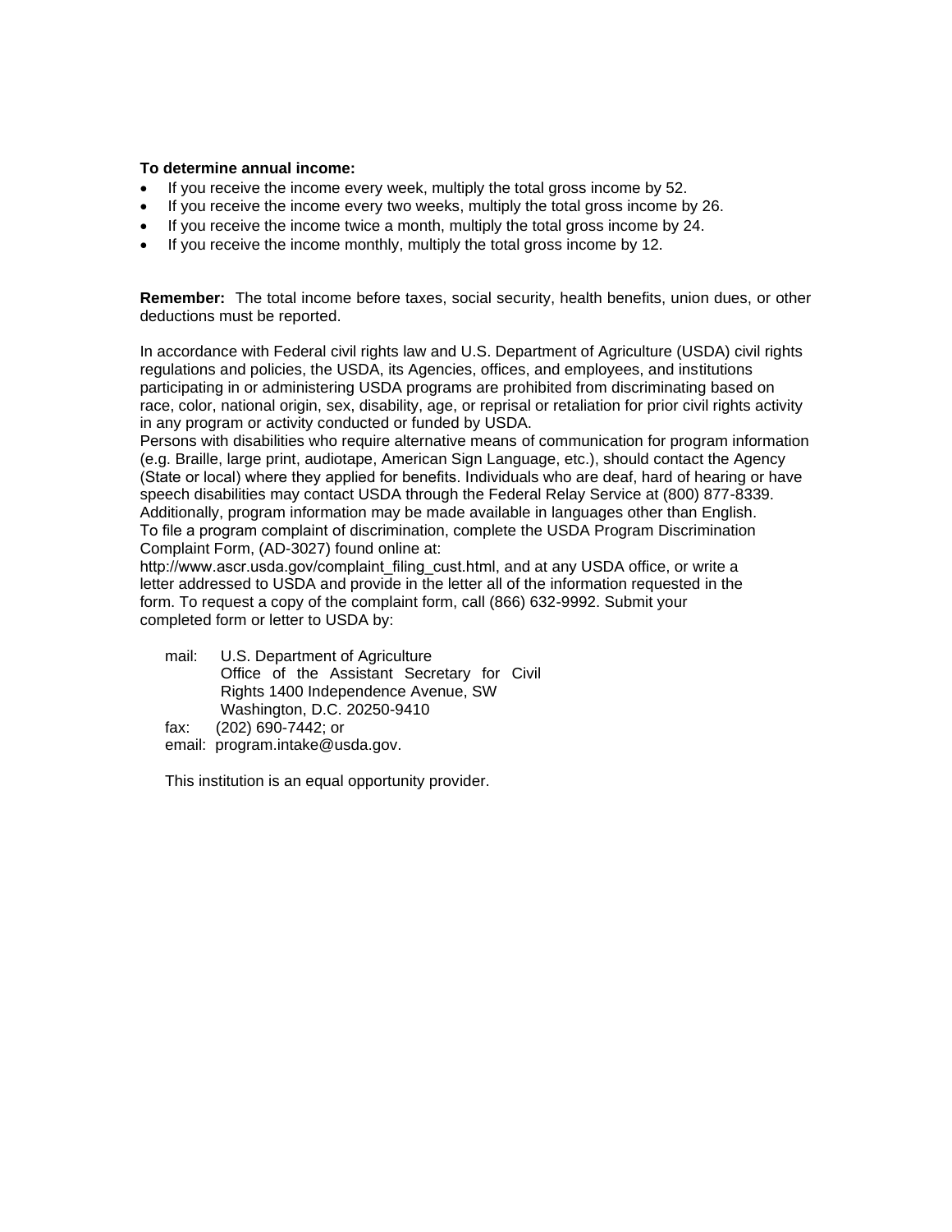**To determine annual income:**

- If you receive the income every week, multiply the total gross income by 52.
- If you receive the income every two weeks, multiply the total gross income by 26.
- If you receive the income twice a month, multiply the total gross income by 24.
- If you receive the income monthly, multiply the total gross income by 12.

**Remember:** The total income before taxes, social security, health benefits, union dues, or other deductions must be reported.

In accordance with Federal civil rights law and U.S. Department of Agriculture (USDA) civil rights regulations and policies, the USDA, its Agencies, offices, and employees, and institutions participating in or administering USDA programs are prohibited from discriminating based on race, color, national origin, sex, disability, age, or reprisal or retaliation for prior civil rights activity in any program or activity conducted or funded by USDA.
Persons with disabilities who require alternative means of communication for program information (e.g. Braille, large print, audiotape, American Sign Language, etc.), should contact the Agency (State or local) where they applied for benefits. Individuals who are deaf, hard of hearing or have speech disabilities may contact USDA through the Federal Relay Service at (800) 877-8339. Additionally, program information may be made available in languages other than English.
To file a program complaint of discrimination, complete the USDA Program Discrimination Complaint Form, (AD-3027) found online at:
http://www.ascr.usda.gov/complaint_filing_cust.html, and at any USDA office, or write a letter addressed to USDA and provide in the letter all of the information requested in the form. To request a copy of the complaint form, call (866) 632-9992. Submit your completed form or letter to USDA by:

mail: U.S. Department of Agriculture
Office of the Assistant Secretary for Civil Rights 1400 Independence Avenue, SW
Washington, D.C. 20250-9410
fax: (202) 690-7442; or
email: program.intake@usda.gov.

This institution is an equal opportunity provider.